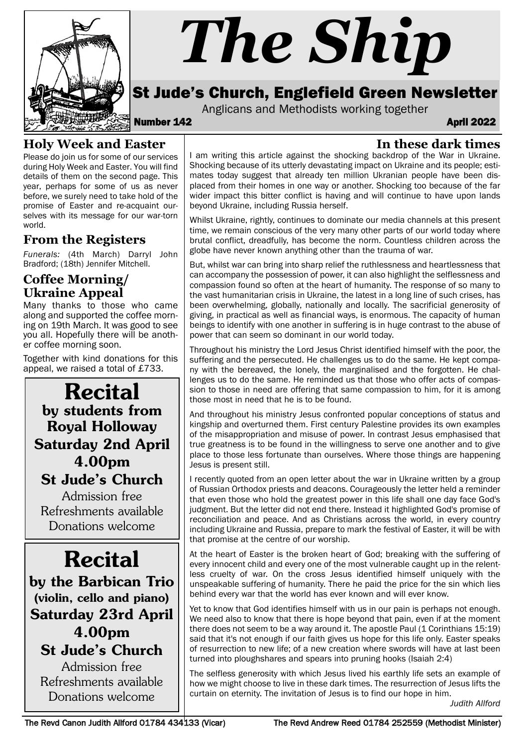# The Ship

## St Jude's Church, Englefield Green Newsletter

Anglicans and Methodists working together

**Number 142** **April 2022**

## Holy Week and Easter

Please do join us for some of our services during Holy Week and Easter. You will find details of them on the second page. This year, perhaps for some of us as never before, we surely need to take hold of the promise of Easter and re-acquaint ourselves with its message for our war-torn world.

## From the Registers

*Funerals:* (4th March) Darryl John Bradford; (18th) Jennifer Mitchell.

## Coffee Morning/ Ukraine Appeal

Many thanks to those who came along and supported the coffee morning on 19th March. It was good to see you all. Hopefully there will be another coffee morning soon.

Together with kind donations for this appeal, we raised a total of £733.

> **Recital**
> **by students from Royal Holloway**
> **Saturday 2nd April**
> **4.00pm**
> **St Jude's Church**
> Admission free
> Refreshments available
> Donations welcome

> **Recital**
> **by the Barbican Trio**
> **(violin, cello and piano)**
> **Saturday 23rd April**
> **4.00pm**
> **St Jude's Church**
> Admission free
> Refreshments available
> Donations welcome

## In these dark times

I am writing this article against the shocking backdrop of the War in Ukraine. Shocking because of its utterly devastating impact on Ukraine and its people; estimates today suggest that already ten million Ukranian people have been displaced from their homes in one way or another. Shocking too because of the far wider impact this bitter conflict is having and will continue to have upon lands beyond Ukraine, including Russia herself.

Whilst Ukraine, rightly, continues to dominate our media channels at this present time, we remain conscious of the very many other parts of our world today where brutal conflict, dreadfully, has become the norm. Countless children across the globe have never known anything other than the trauma of war.

But, whilst war can bring into sharp relief the ruthlessness and heartlessness that can accompany the possession of power, it can also highlight the selflessness and compassion found so often at the heart of humanity. The response of so many to the vast humanitarian crisis in Ukraine, the latest in a long line of such crises, has been overwhelming, globally, nationally and locally. The sacrificial generosity of giving, in practical as well as financial ways, is enormous. The capacity of human beings to identify with one another in suffering is in huge contrast to the abuse of power that can seem so dominant in our world today.

Throughout his ministry the Lord Jesus Christ identified himself with the poor, the suffering and the persecuted. He challenges us to do the same. He kept company with the bereaved, the lonely, the marginalised and the forgotten. He challenges us to do the same. He reminded us that those who offer acts of compassion to those in need are offering that same compassion to him, for it is among those most in need that he is to be found.

And throughout his ministry Jesus confronted popular conceptions of status and kingship and overturned them. First century Palestine provides its own examples of the misappropriation and misuse of power. In contrast Jesus emphasised that true greatness is to be found in the willingness to serve one another and to give place to those less fortunate than ourselves. Where those things are happening Jesus is present still.

I recently quoted from an open letter about the war in Ukraine written by a group of Russian Orthodox priests and deacons. Courageously the letter held a reminder that even those who hold the greatest power in this life shall one day face God's judgment. But the letter did not end there. Instead it highlighted God's promise of reconciliation and peace. And as Christians across the world, in every country including Ukraine and Russia, prepare to mark the festival of Easter, it will be with that promise at the centre of our worship.

At the heart of Easter is the broken heart of God; breaking with the suffering of every innocent child and every one of the most vulnerable caught up in the relentless cruelty of war. On the cross Jesus identified himself uniquely with the unspeakable suffering of humanity. There he paid the price for the sin which lies behind every war that the world has ever known and will ever know.

Yet to know that God identifies himself with us in our pain is perhaps not enough. We need also to know that there is hope beyond that pain, even if at the moment there does not seem to be a way around it. The apostle Paul (1 Corinthians 15:19) said that it's not enough if our faith gives us hope for this life only. Easter speaks of resurrection to new life; of a new creation where swords will have at last been turned into ploughshares and spears into pruning hooks (Isaiah 2:4)

The selfless generosity with which Jesus lived his earthly life sets an example of how we might choose to live in these dark times. The resurrection of Jesus lifts the curtain on eternity. The invitation of Jesus is to find our hope in him.

*Judith Allford*

The Revd Canon Judith Allford 01784 434133 (Vicar) — The Revd Andrew Reed 01784 252559 (Methodist Minister)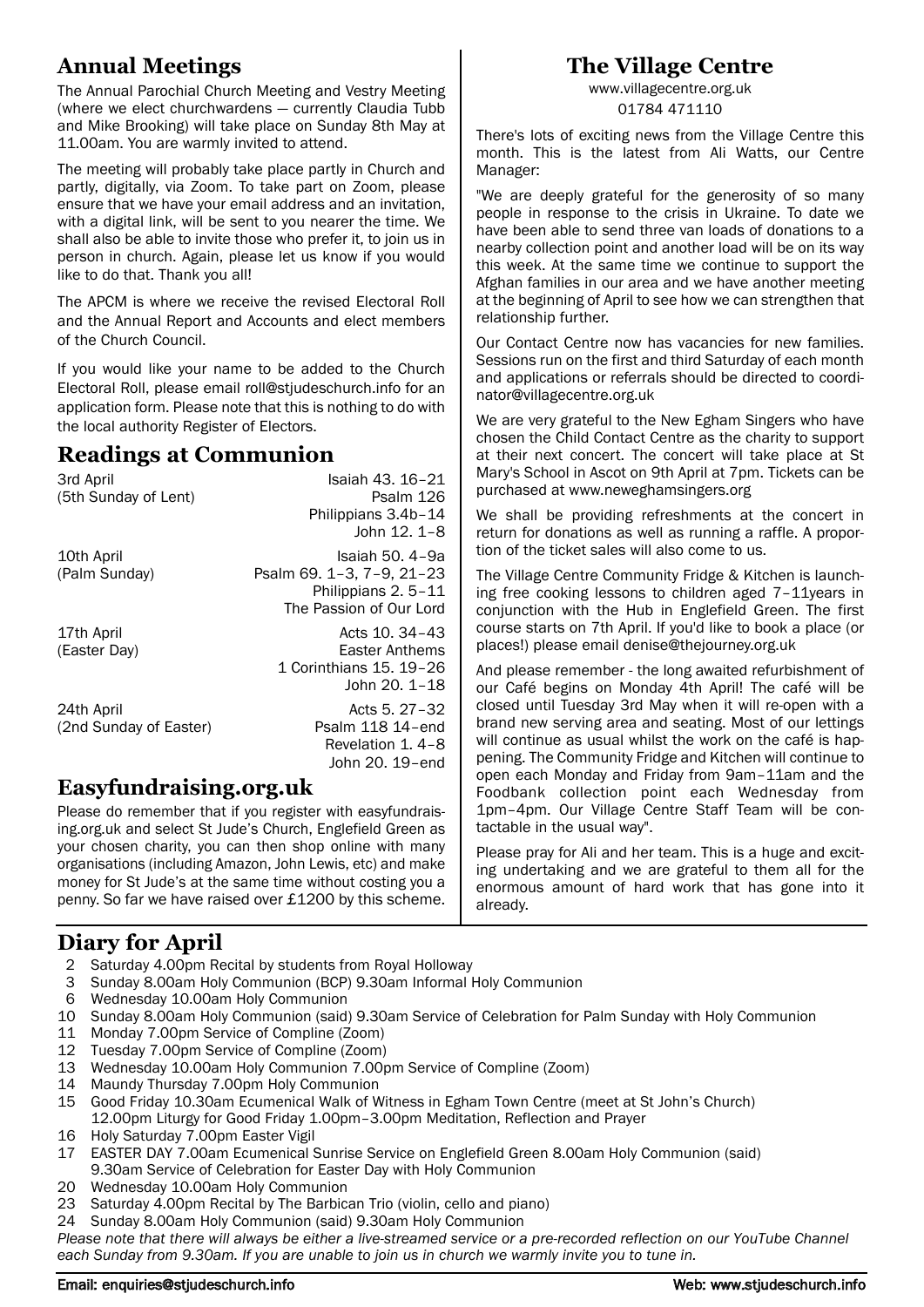## Annual Meetings

The Annual Parochial Church Meeting and Vestry Meeting (where we elect churchwardens — currently Claudia Tubb and Mike Brooking) will take place on Sunday 8th May at 11.00am. You are warmly invited to attend.

The meeting will probably take place partly in Church and partly, digitally, via Zoom. To take part on Zoom, please ensure that we have your email address and an invitation, with a digital link, will be sent to you nearer the time. We shall also be able to invite those who prefer it, to join us in person in church. Again, please let us know if you would like to do that. Thank you all!

The APCM is where we receive the revised Electoral Roll and the Annual Report and Accounts and elect members of the Church Council.

If you would like your name to be added to the Church Electoral Roll, please email roll@stjudeschurch.info for an application form. Please note that this is nothing to do with the local authority Register of Electors.

## Readings at Communion

| | |
|---|---|
| 3rd April (5th Sunday of Lent) | Isaiah 43. 16–21<br>Psalm 126<br>Philippians 3.4b–14<br>John 12. 1–8 |
| 10th April (Palm Sunday) | Isaiah 50. 4–9a<br>Psalm 69. 1–3, 7–9, 21–23<br>Philippians 2. 5–11<br>The Passion of Our Lord |
| 17th April (Easter Day) | Acts 10. 34–43<br>Easter Anthems<br>1 Corinthians 15. 19–26<br>John 20. 1–18 |
| 24th April (2nd Sunday of Easter) | Acts 5. 27–32<br>Psalm 118 14–end<br>Revelation 1. 4–8<br>John 20. 19–end |

## Easyfundraising.org.uk

Please do remember that if you register with easyfundraising.org.uk and select St Jude's Church, Englefield Green as your chosen charity, you can then shop online with many organisations (including Amazon, John Lewis, etc) and make money for St Jude's at the same time without costing you a penny. So far we have raised over £1200 by this scheme.

## The Village Centre

www.villagecentre.org.uk
01784 471110

There's lots of exciting news from the Village Centre this month. This is the latest from Ali Watts, our Centre Manager:

"We are deeply grateful for the generosity of so many people in response to the crisis in Ukraine. To date we have been able to send three van loads of donations to a nearby collection point and another load will be on its way this week. At the same time we continue to support the Afghan families in our area and we have another meeting at the beginning of April to see how we can strengthen that relationship further.

Our Contact Centre now has vacancies for new families. Sessions run on the first and third Saturday of each month and applications or referrals should be directed to coordinator@villagecentre.org.uk

We are very grateful to the New Egham Singers who have chosen the Child Contact Centre as the charity to support at their next concert. The concert will take place at St Mary's School in Ascot on 9th April at 7pm. Tickets can be purchased at www.neweghamsingers.org

We shall be providing refreshments at the concert in return for donations as well as running a raffle. A proportion of the ticket sales will also come to us.

The Village Centre Community Fridge & Kitchen is launching free cooking lessons to children aged 7–11years in conjunction with the Hub in Englefield Green. The first course starts on 7th April. If you'd like to book a place (or places!) please email denise@thejourney.org.uk

And please remember - the long awaited refurbishment of our Café begins on Monday 4th April! The café will be closed until Tuesday 3rd May when it will re-open with a brand new serving area and seating. Most of our lettings will continue as usual whilst the work on the café is happening. The Community Fridge and Kitchen will continue to open each Monday and Friday from 9am–11am and the Foodbank collection point each Wednesday from 1pm–4pm. Our Village Centre Staff Team will be contactable in the usual way".

Please pray for Ali and her team. This is a huge and exciting undertaking and we are grateful to them all for the enormous amount of hard work that has gone into it already.

## Diary for April

- 2 Saturday 4.00pm Recital by students from Royal Holloway
- 3 Sunday 8.00am Holy Communion (BCP) 9.30am Informal Holy Communion
- 6 Wednesday 10.00am Holy Communion
- 10 Sunday 8.00am Holy Communion (said) 9.30am Service of Celebration for Palm Sunday with Holy Communion
- 11 Monday 7.00pm Service of Compline (Zoom)
- 12 Tuesday 7.00pm Service of Compline (Zoom)
- 13 Wednesday 10.00am Holy Communion 7.00pm Service of Compline (Zoom)
- 14 Maundy Thursday 7.00pm Holy Communion
- 15 Good Friday 10.30am Ecumenical Walk of Witness in Egham Town Centre (meet at St John's Church) 12.00pm Liturgy for Good Friday 1.00pm–3.00pm Meditation, Reflection and Prayer
- 16 Holy Saturday 7.00pm Easter Vigil
- 17 EASTER DAY 7.00am Ecumenical Sunrise Service on Englefield Green 8.00am Holy Communion (said) 9.30am Service of Celebration for Easter Day with Holy Communion
- 20 Wednesday 10.00am Holy Communion
- 23 Saturday 4.00pm Recital by The Barbican Trio (violin, cello and piano)
- 24 Sunday 8.00am Holy Communion (said) 9.30am Holy Communion

*Please note that there will always be either a live-streamed service or a pre-recorded reflection on our YouTube Channel each Sunday from 9.30am. If you are unable to join us in church we warmly invite you to tune in.*

Email: enquiries@stjudeschurch.info Web: www.stjudeschurch.info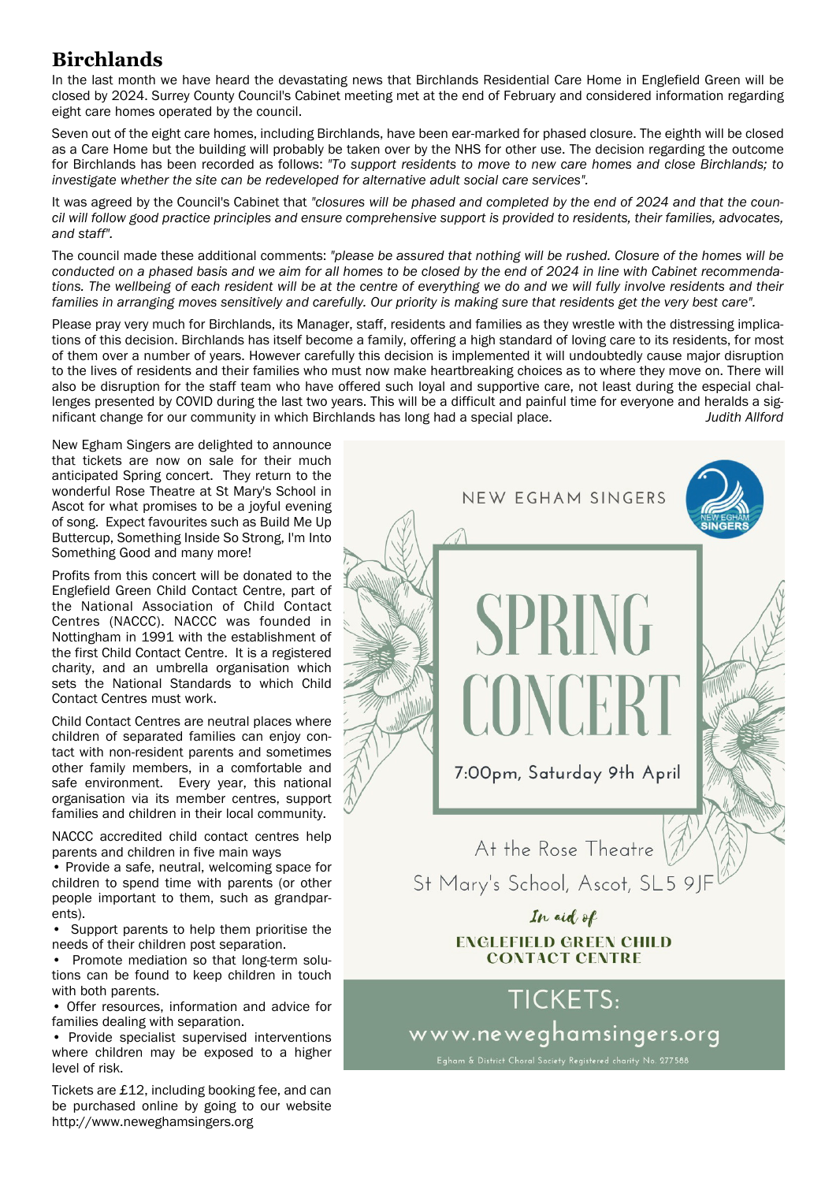## Birchlands

In the last month we have heard the devastating news that Birchlands Residential Care Home in Englefield Green will be closed by 2024. Surrey County Council's Cabinet meeting met at the end of February and considered information regarding eight care homes operated by the council.

Seven out of the eight care homes, including Birchlands, have been ear-marked for phased closure. The eighth will be closed as a Care Home but the building will probably be taken over by the NHS for other use. The decision regarding the outcome for Birchlands has been recorded as follows: *"To support residents to move to new care homes and close Birchlands; to investigate whether the site can be redeveloped for alternative adult social care services".*

It was agreed by the Council's Cabinet that *"closures will be phased and completed by the end of 2024 and that the council will follow good practice principles and ensure comprehensive support is provided to residents, their families, advocates, and staff".*

The council made these additional comments: *"please be assured that nothing will be rushed. Closure of the homes will be conducted on a phased basis and we aim for all homes to be closed by the end of 2024 in line with Cabinet recommendations. The wellbeing of each resident will be at the centre of everything we do and we will fully involve residents and their families in arranging moves sensitively and carefully. Our priority is making sure that residents get the very best care".*

Please pray very much for Birchlands, its Manager, staff, residents and families as they wrestle with the distressing implications of this decision. Birchlands has itself become a family, offering a high standard of loving care to its residents, for most of them over a number of years. However carefully this decision is implemented it will undoubtedly cause major disruption to the lives of residents and their families who must now make heartbreaking choices as to where they move on. There will also be disruption for the staff team who have offered such loyal and supportive care, not least during the especial challenges presented by COVID during the last two years. This will be a difficult and painful time for everyone and heralds a significant change for our community in which Birchlands has long had a special place. *Judith Allford*

New Egham Singers are delighted to announce that tickets are now on sale for their much anticipated Spring concert. They return to the wonderful Rose Theatre at St Mary's School in Ascot for what promises to be a joyful evening of song. Expect favourites such as Build Me Up Buttercup, Something Inside So Strong, I'm Into Something Good and many more!

Profits from this concert will be donated to the Englefield Green Child Contact Centre, part of the National Association of Child Contact Centres (NACCC). NACCC was founded in Nottingham in 1991 with the establishment of the first Child Contact Centre. It is a registered charity, and an umbrella organisation which sets the National Standards to which Child Contact Centres must work.

Child Contact Centres are neutral places where children of separated families can enjoy contact with non-resident parents and sometimes other family members, in a comfortable and safe environment. Every year, this national organisation via its member centres, support families and children in their local community.

NACCC accredited child contact centres help parents and children in five main ways

- Provide a safe, neutral, welcoming space for children to spend time with parents (or other people important to them, such as grandparents).
- Support parents to help them prioritise the needs of their children post separation.
- Promote mediation so that long-term solutions can be found to keep children in touch with both parents.
- Offer resources, information and advice for families dealing with separation.
- Provide specialist supervised interventions where children may be exposed to a higher level of risk.

Tickets are £12, including booking fee, and can be purchased online by going to our website http://www.neweghamsingers.org

NEW EGHAM SINGERS

# SPRING CONCERT

7:00pm, Saturday 9th April

At the Rose Theatre

St Mary's School, Ascot, SL5 9JF

*In aid of*

**ENGLEFIELD GREEN CHILD CONTACT CENTRE**

TICKETS:

www.neweghamsingers.org

Egham & District Choral Society Registered charity No. 277588